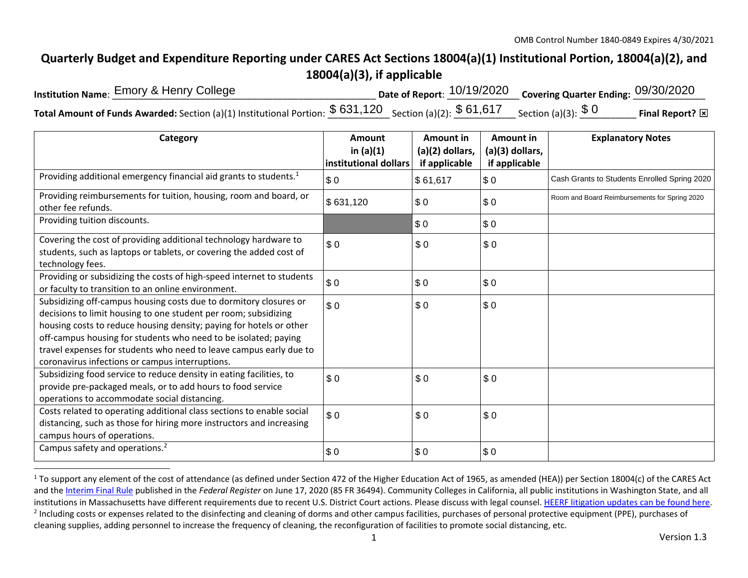OMB Control Number 1840-0849 Expires 4/30/2021

# Quarterly Budget and Expenditure Reporting under CARES Act Sections 18004(a)(1) Institutional Portion, 18004(a)(2), and 18004(a)(3), if applicable

**Institution Name**: Emory & Henry College **Date of Report**: 10/19/2020 **Covering Quarter Ending:** 09/30/2020

**Total Amount of Funds Awarded:** Section (a)(1) Institutional Portion: $ 631,120 Section (a)(2): $ 61,617 Section (a)(3): $ 0 **Final Report?** ☒

| Category | Amount in (a)(1) institutional dollars | Amount in (a)(2) dollars, if applicable | Amount in (a)(3) dollars, if applicable | Explanatory Notes |
|---|---|---|---|---|
| Providing additional emergency financial aid grants to students.[1] | $ 0 | $ 61,617 | $ 0 | Cash Grants to Students Enrolled Spring 2020 |
| Providing reimbursements for tuition, housing, room and board, or other fee refunds. | $ 631,120 | $ 0 | $ 0 | Room and Board Reimbursements for Spring 2020 |
| Providing tuition discounts. | | $ 0 | $ 0 | |
| Covering the cost of providing additional technology hardware to students, such as laptops or tablets, or covering the added cost of technology fees. | $ 0 | $ 0 | $ 0 | |
| Providing or subsidizing the costs of high-speed internet to students or faculty to transition to an online environment. | $ 0 | $ 0 | $ 0 | |
| Subsidizing off-campus housing costs due to dormitory closures or decisions to limit housing to one student per room; subsidizing housing costs to reduce housing density; paying for hotels or other off-campus housing for students who need to be isolated; paying travel expenses for students who need to leave campus early due to coronavirus infections or campus interruptions. | $ 0 | $ 0 | $ 0 | |
| Subsidizing food service to reduce density in eating facilities, to provide pre-packaged meals, or to add hours to food service operations to accommodate social distancing. | $ 0 | $ 0 | $ 0 | |
| Costs related to operating additional class sections to enable social distancing, such as those for hiring more instructors and increasing campus hours of operations. | $ 0 | $ 0 | $ 0 | |
| Campus safety and operations.[2] | $ 0 | $ 0 | $ 0 | |

[1] To support any element of the cost of attendance (as defined under Section 472 of the Higher Education Act of 1965, as amended (HEA)) per Section 18004(c) of the CARES Act and the Interim Final Rule published in the *Federal Register* on June 17, 2020 (85 FR 36494). Community Colleges in California, all public institutions in Washington State, and all institutions in Massachusetts have different requirements due to recent U.S. District Court actions. Please discuss with legal counsel. HEERF litigation updates can be found here.

[2] Including costs or expenses related to the disinfecting and cleaning of dorms and other campus facilities, purchases of personal protective equipment (PPE), purchases of cleaning supplies, adding personnel to increase the frequency of cleaning, the reconfiguration of facilities to promote social distancing, etc.

Version 1.3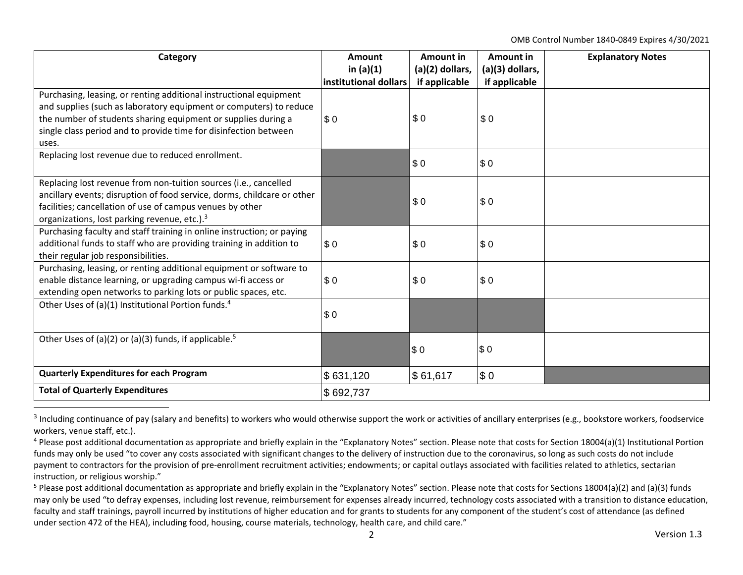| Category | Amount in (a)(1) institutional dollars | Amount in (a)(2) dollars, if applicable | Amount in (a)(3) dollars, if applicable | Explanatory Notes |
|---|---|---|---|---|
| Purchasing, leasing, or renting additional instructional equipment and supplies (such as laboratory equipment or computers) to reduce the number of students sharing equipment or supplies during a single class period and to provide time for disinfection between uses. | $ 0 | $ 0 | $ 0 | |
| Replacing lost revenue due to reduced enrollment. | | $ 0 | $ 0 | |
| Replacing lost revenue from non-tuition sources (i.e., cancelled ancillary events; disruption of food service, dorms, childcare or other facilities; cancellation of use of campus venues by other organizations, lost parking revenue, etc.).[3] | | $ 0 | $ 0 | |
| Purchasing faculty and staff training in online instruction; or paying additional funds to staff who are providing training in addition to their regular job responsibilities. | $ 0 | $ 0 | $ 0 | |
| Purchasing, leasing, or renting additional equipment or software to enable distance learning, or upgrading campus wi-fi access or extending open networks to parking lots or public spaces, etc. | $ 0 | $ 0 | $ 0 | |
| Other Uses of (a)(1) Institutional Portion funds.[4] | $ 0 | | | |
| Other Uses of (a)(2) or (a)(3) funds, if applicable.[5] | | $ 0 | $ 0 | |
| **Quarterly Expenditures for each Program** | $ 631,120 | $ 61,617 | $ 0 | |
| **Total of Quarterly Expenditures** | $ 692,737 | | | |

[3] Including continuance of pay (salary and benefits) to workers who would otherwise support the work or activities of ancillary enterprises (e.g., bookstore workers, foodservice workers, venue staff, etc.).

[4] Please post additional documentation as appropriate and briefly explain in the "Explanatory Notes" section. Please note that costs for Section 18004(a)(1) Institutional Portion funds may only be used "to cover any costs associated with significant changes to the delivery of instruction due to the coronavirus, so long as such costs do not include payment to contractors for the provision of pre-enrollment recruitment activities; endowments; or capital outlays associated with facilities related to athletics, sectarian instruction, or religious worship."

[5] Please post additional documentation as appropriate and briefly explain in the "Explanatory Notes" section. Please note that costs for Sections 18004(a)(2) and (a)(3) funds may only be used "to defray expenses, including lost revenue, reimbursement for expenses already incurred, technology costs associated with a transition to distance education, faculty and staff trainings, payroll incurred by institutions of higher education and for grants to students for any component of the student's cost of attendance (as defined under section 472 of the HEA), including food, housing, course materials, technology, health care, and child care."